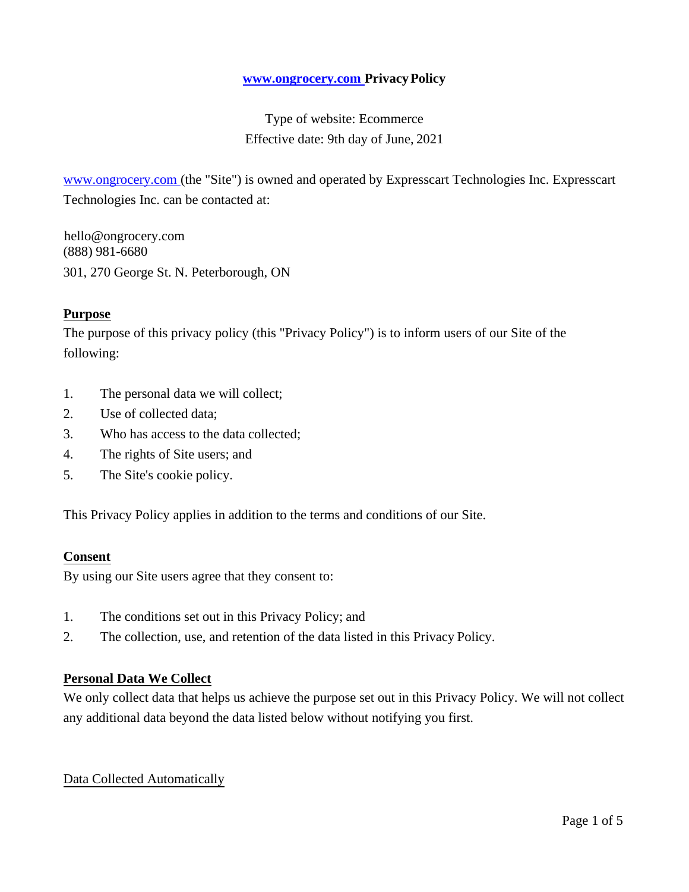# www.ongrocery.com Privacy Policy

Type of website: Ecommerce
Effective date: 9th day of June, 2021

www.ongrocery.com (the "Site") is owned and operated by Expresscart Technologies Inc. Expresscart Technologies Inc. can be contacted at:

hello@ongrocery.com
(888) 981-6680
301, 270 George St. N. Peterborough, ON

## Purpose

The purpose of this privacy policy (this "Privacy Policy") is to inform users of our Site of the following:

1. The personal data we will collect;
2. Use of collected data;
3. Who has access to the data collected;
4. The rights of Site users; and
5. The Site's cookie policy.

This Privacy Policy applies in addition to the terms and conditions of our Site.

## Consent

By using our Site users agree that they consent to:

1. The conditions set out in this Privacy Policy; and
2. The collection, use, and retention of the data listed in this Privacy Policy.

## Personal Data We Collect

We only collect data that helps us achieve the purpose set out in this Privacy Policy. We will not collect any additional data beyond the data listed below without notifying you first.

### Data Collected Automatically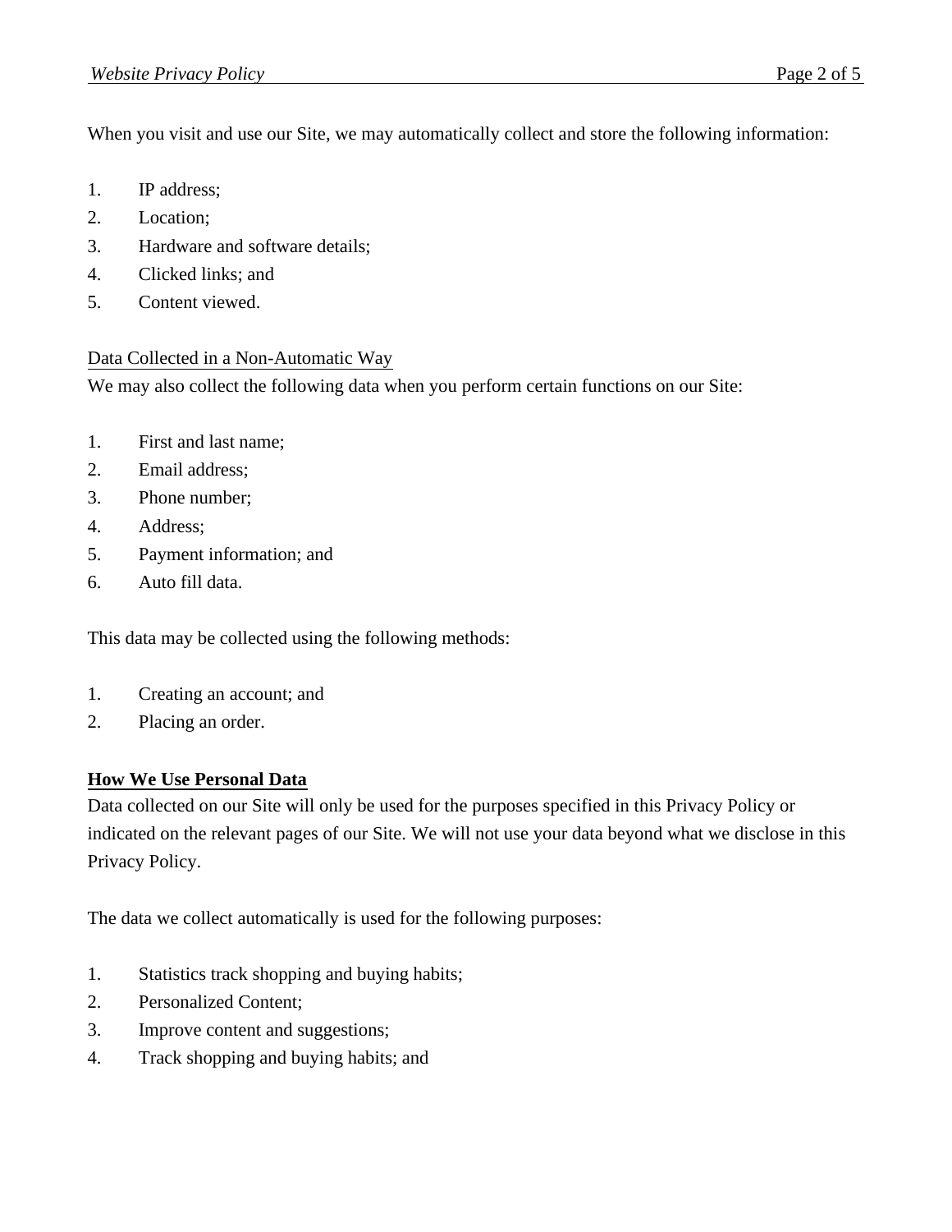When you visit and use our Site, we may automatically collect and store the following information:

1. IP address;
2. Location;
3. Hardware and software details;
4. Clicked links; and
5. Content viewed.

Data Collected in a Non-Automatic Way

We may also collect the following data when you perform certain functions on our Site:

1. First and last name;
2. Email address;
3. Phone number;
4. Address;
5. Payment information; and
6. Auto fill data.

This data may be collected using the following methods:

1. Creating an account; and
2. Placing an order.

## How We Use Personal Data

Data collected on our Site will only be used for the purposes specified in this Privacy Policy or indicated on the relevant pages of our Site. We will not use your data beyond what we disclose in this Privacy Policy.

The data we collect automatically is used for the following purposes:

1. Statistics track shopping and buying habits;
2. Personalized Content;
3. Improve content and suggestions;
4. Track shopping and buying habits; and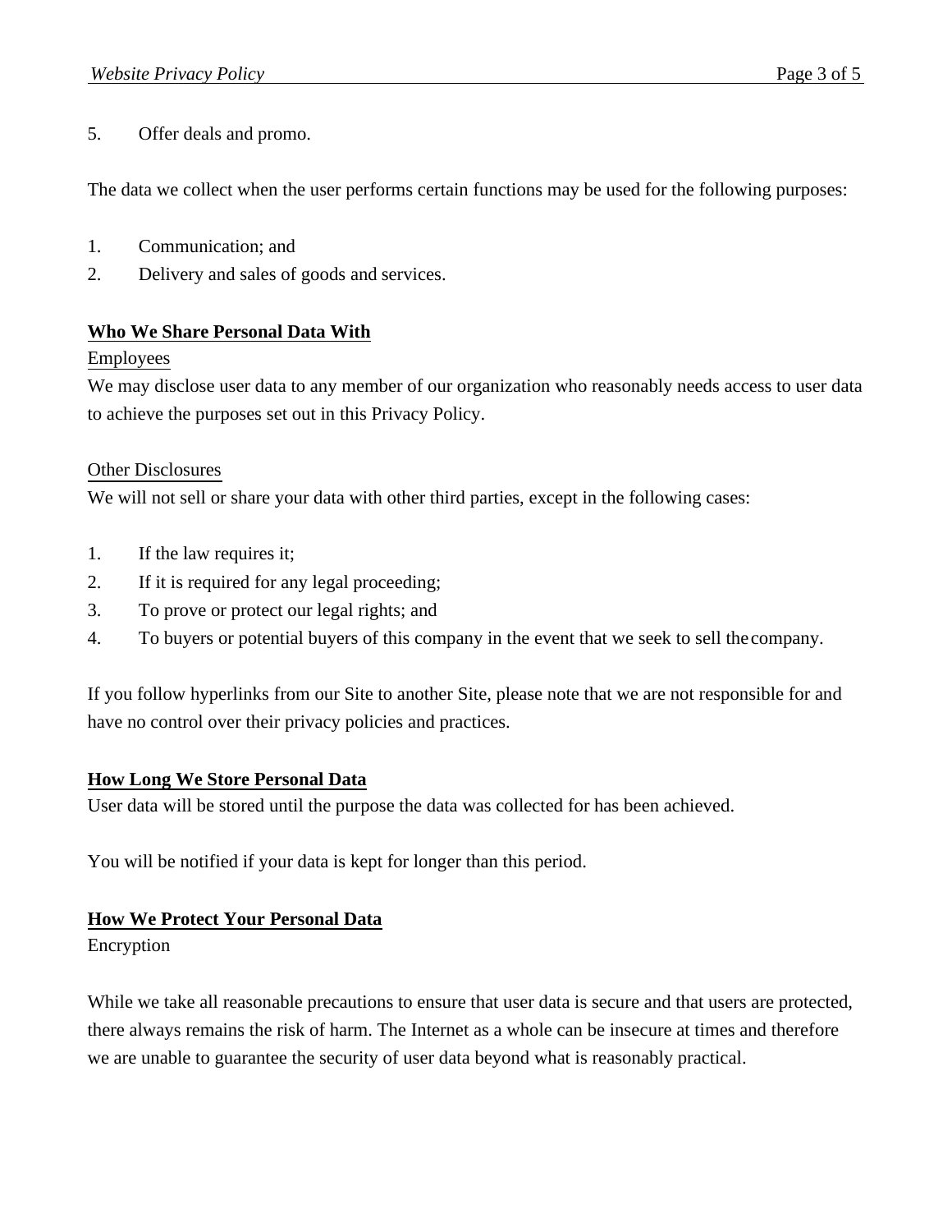5. Offer deals and promo.

The data we collect when the user performs certain functions may be used for the following purposes:

1. Communication; and
2. Delivery and sales of goods and services.

## **Who We Share Personal Data With**

### Employees

We may disclose user data to any member of our organization who reasonably needs access to user data to achieve the purposes set out in this Privacy Policy.

### Other Disclosures

We will not sell or share your data with other third parties, except in the following cases:

1. If the law requires it;
2. If it is required for any legal proceeding;
3. To prove or protect our legal rights; and
4. To buyers or potential buyers of this company in the event that we seek to sell the company.

If you follow hyperlinks from our Site to another Site, please note that we are not responsible for and have no control over their privacy policies and practices.

## **How Long We Store Personal Data**

User data will be stored until the purpose the data was collected for has been achieved.

You will be notified if your data is kept for longer than this period.

## **How We Protect Your Personal Data**

Encryption

While we take all reasonable precautions to ensure that user data is secure and that users are protected, there always remains the risk of harm. The Internet as a whole can be insecure at times and therefore we are unable to guarantee the security of user data beyond what is reasonably practical.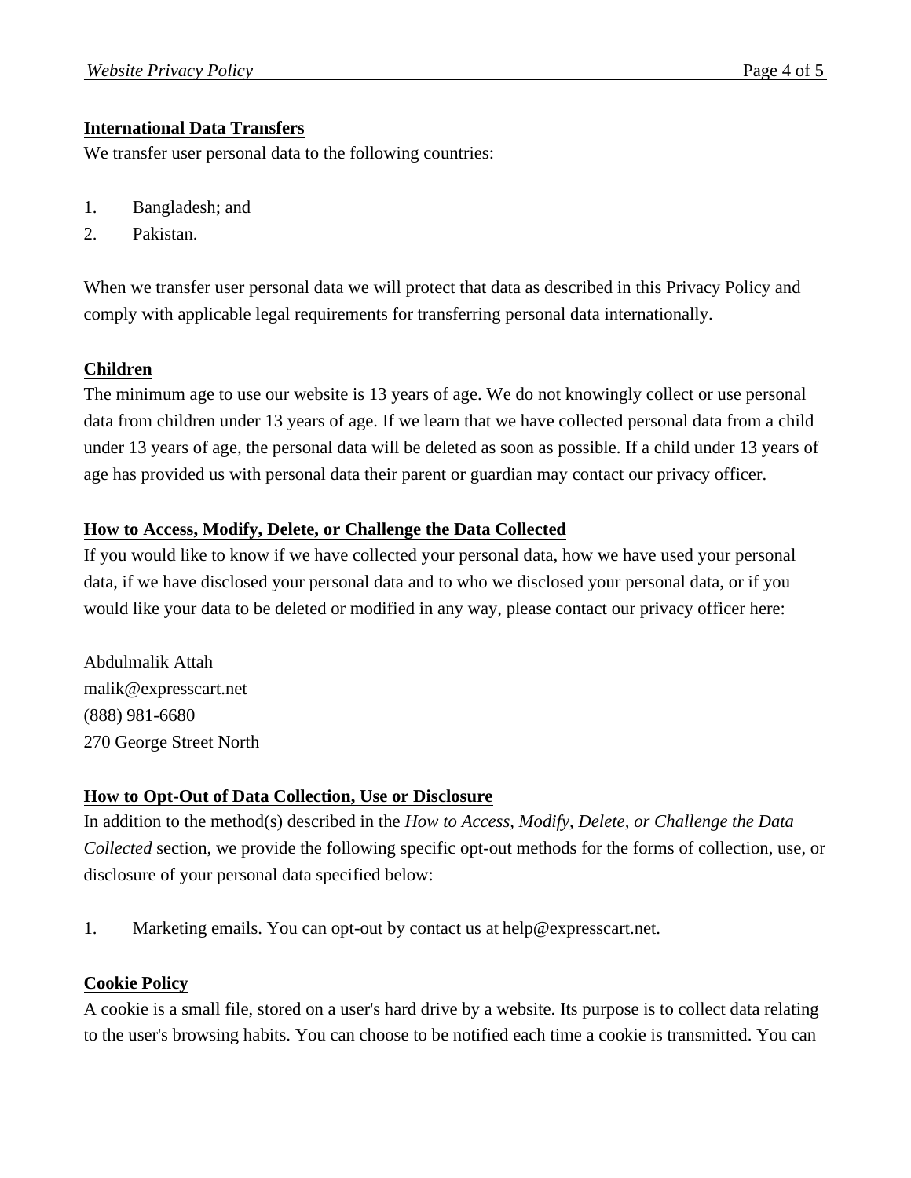## International Data Transfers

We transfer user personal data to the following countries:

1. Bangladesh; and
2. Pakistan.

When we transfer user personal data we will protect that data as described in this Privacy Policy and comply with applicable legal requirements for transferring personal data internationally.

## Children

The minimum age to use our website is 13 years of age. We do not knowingly collect or use personal data from children under 13 years of age. If we learn that we have collected personal data from a child under 13 years of age, the personal data will be deleted as soon as possible. If a child under 13 years of age has provided us with personal data their parent or guardian may contact our privacy officer.

## How to Access, Modify, Delete, or Challenge the Data Collected

If you would like to know if we have collected your personal data, how we have used your personal data, if we have disclosed your personal data and to who we disclosed your personal data, or if you would like your data to be deleted or modified in any way, please contact our privacy officer here:

Abdulmalik Attah
malik@expresscart.net
(888) 981-6680
270 George Street North

## How to Opt-Out of Data Collection, Use or Disclosure

In addition to the method(s) described in the *How to Access, Modify, Delete, or Challenge the Data Collected* section, we provide the following specific opt-out methods for the forms of collection, use, or disclosure of your personal data specified below:

1. Marketing emails. You can opt-out by contact us at help@expresscart.net.

## Cookie Policy

A cookie is a small file, stored on a user's hard drive by a website. Its purpose is to collect data relating to the user's browsing habits. You can choose to be notified each time a cookie is transmitted. You can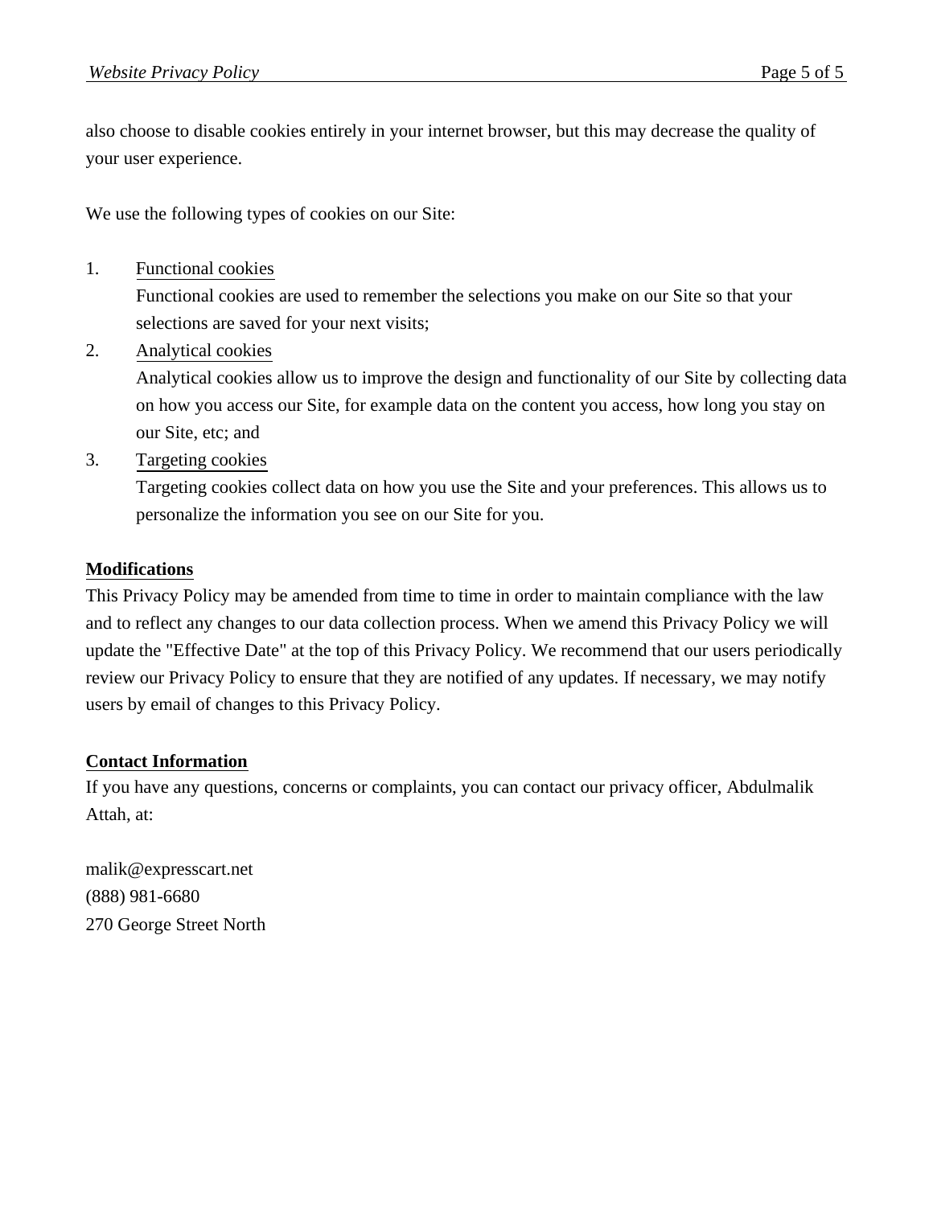also choose to disable cookies entirely in your internet browser, but this may decrease the quality of your user experience.

We use the following types of cookies on our Site:

1. Functional cookies
   Functional cookies are used to remember the selections you make on our Site so that your selections are saved for your next visits;
2. Analytical cookies
   Analytical cookies allow us to improve the design and functionality of our Site by collecting data on how you access our Site, for example data on the content you access, how long you stay on our Site, etc; and
3. Targeting cookies
   Targeting cookies collect data on how you use the Site and your preferences. This allows us to personalize the information you see on our Site for you.

**Modifications**

This Privacy Policy may be amended from time to time in order to maintain compliance with the law and to reflect any changes to our data collection process. When we amend this Privacy Policy we will update the "Effective Date" at the top of this Privacy Policy. We recommend that our users periodically review our Privacy Policy to ensure that they are notified of any updates. If necessary, we may notify users by email of changes to this Privacy Policy.

**Contact Information**

If you have any questions, concerns or complaints, you can contact our privacy officer, Abdulmalik Attah, at:

malik@expresscart.net
(888) 981-6680
270 George Street North